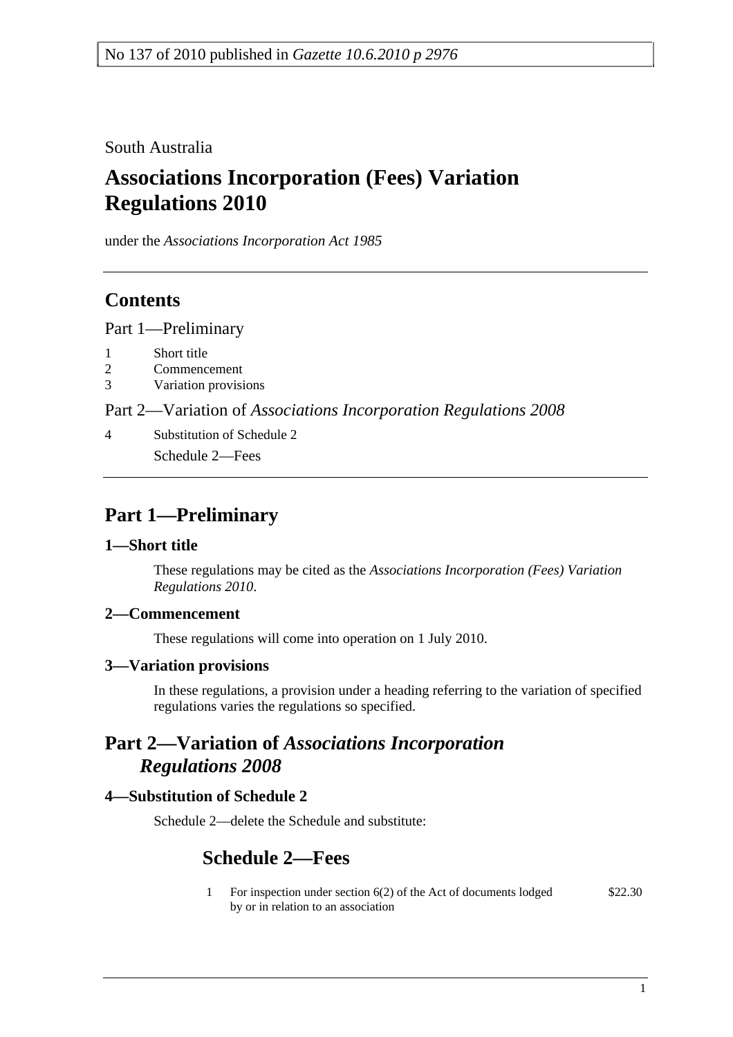No 137 of 2010 published in *Gazette 10.6.2010 p 2976*

South Australia

# Associations Incorporation (Fees) Variation Regulations 2010

under the *Associations Incorporation Act 1985*

## Contents

Part 1—Preliminary

1 Short title
2 Commencement
3 Variation provisions

Part 2—Variation of *Associations Incorporation Regulations 2008*

4 Substitution of Schedule 2
Schedule 2—Fees

## Part 1—Preliminary

### 1—Short title

These regulations may be cited as the *Associations Incorporation (Fees) Variation Regulations 2010*.

### 2—Commencement

These regulations will come into operation on 1 July 2010.

### 3—Variation provisions

In these regulations, a provision under a heading referring to the variation of specified regulations varies the regulations so specified.

## Part 2—Variation of *Associations Incorporation Regulations 2008*

### 4—Substitution of Schedule 2

Schedule 2—delete the Schedule and substitute:

## Schedule 2—Fees

| | | |
|---|---|---|
| 1 | For inspection under section 6(2) of the Act of documents lodged by or in relation to an association | $22.30 |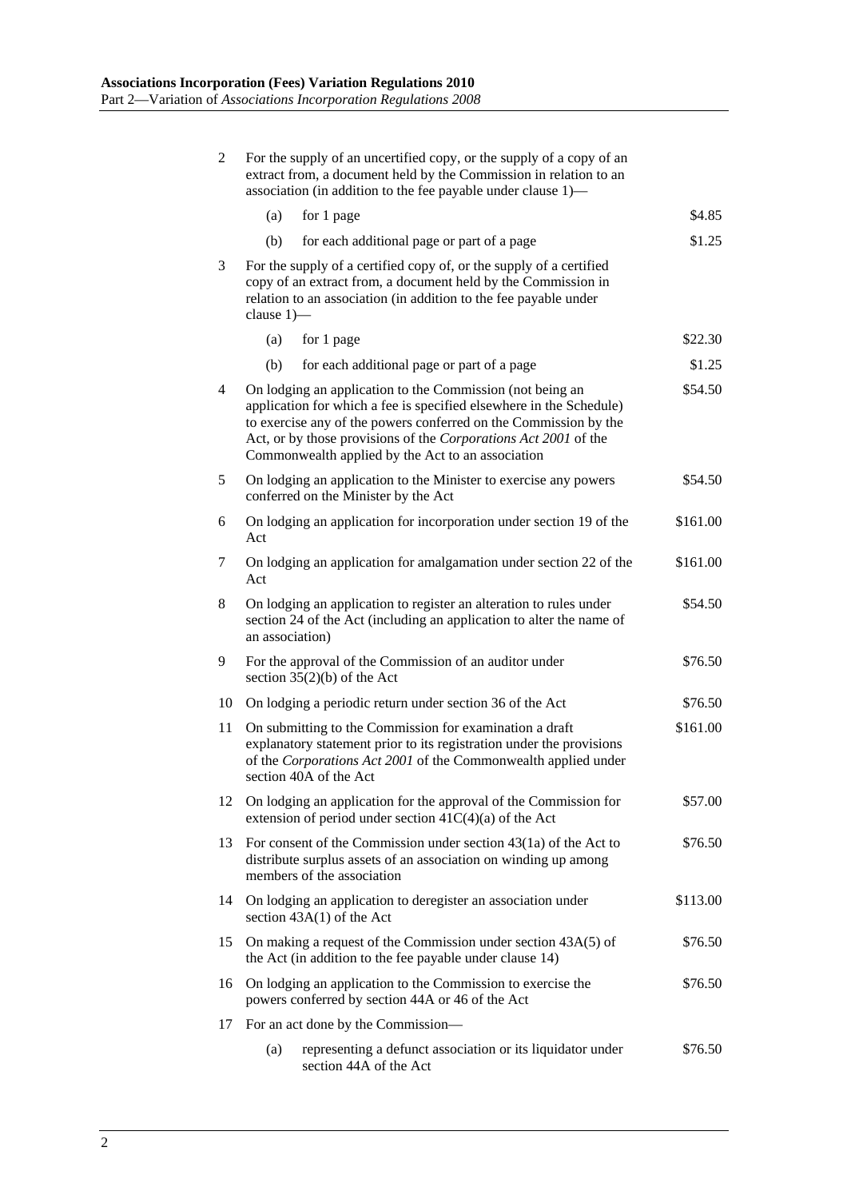| | | |
|---|---|---|
| 2 | For the supply of an uncertified copy, or the supply of a copy of an extract from, a document held by the Commission in relation to an association (in addition to the fee payable under clause 1)— | |
| | (a) for 1 page | $4.85 |
| | (b) for each additional page or part of a page | $1.25 |
| 3 | For the supply of a certified copy of, or the supply of a certified copy of an extract from, a document held by the Commission in relation to an association (in addition to the fee payable under clause 1)— | |
| | (a) for 1 page | $22.30 |
| | (b) for each additional page or part of a page | $1.25 |
| 4 | On lodging an application to the Commission (not being an application for which a fee is specified elsewhere in the Schedule) to exercise any of the powers conferred on the Commission by the Act, or by those provisions of the *Corporations Act 2001* of the Commonwealth applied by the Act to an association | $54.50 |
| 5 | On lodging an application to the Minister to exercise any powers conferred on the Minister by the Act | $54.50 |
| 6 | On lodging an application for incorporation under section 19 of the Act | $161.00 |
| 7 | On lodging an application for amalgamation under section 22 of the Act | $161.00 |
| 8 | On lodging an application to register an alteration to rules under section 24 of the Act (including an application to alter the name of an association) | $54.50 |
| 9 | For the approval of the Commission of an auditor under section 35(2)(b) of the Act | $76.50 |
| 10 | On lodging a periodic return under section 36 of the Act | $76.50 |
| 11 | On submitting to the Commission for examination a draft explanatory statement prior to its registration under the provisions of the *Corporations Act 2001* of the Commonwealth applied under section 40A of the Act | $161.00 |
| 12 | On lodging an application for the approval of the Commission for extension of period under section 41C(4)(a) of the Act | $57.00 |
| 13 | For consent of the Commission under section 43(1a) of the Act to distribute surplus assets of an association on winding up among members of the association | $76.50 |
| 14 | On lodging an application to deregister an association under section 43A(1) of the Act | $113.00 |
| 15 | On making a request of the Commission under section 43A(5) of the Act (in addition to the fee payable under clause 14) | $76.50 |
| 16 | On lodging an application to the Commission to exercise the powers conferred by section 44A or 46 of the Act | $76.50 |
| 17 | For an act done by the Commission— | |
| | (a) representing a defunct association or its liquidator under section 44A of the Act | $76.50 |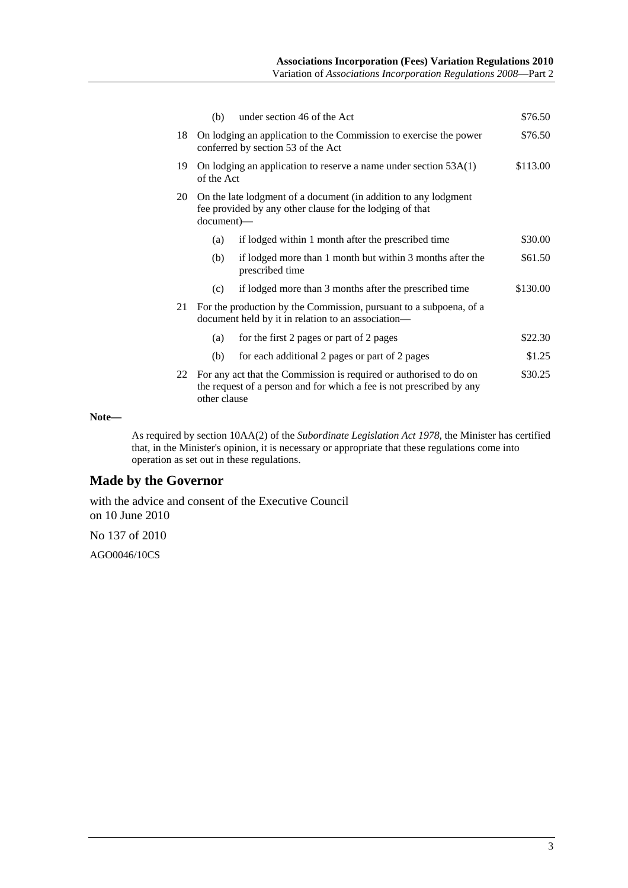| | | | |
|---|---|---|---|
| | (b) | under section 46 of the Act | \$76.50 |
| 18 | On lodging an application to the Commission to exercise the power conferred by section 53 of the Act | | \$76.50 |
| 19 | On lodging an application to reserve a name under section 53A(1) of the Act | | \$113.00 |
| 20 | On the late lodgment of a document (in addition to any lodgment fee provided by any other clause for the lodging of that document)— | | |
| | (a) | if lodged within 1 month after the prescribed time | \$30.00 |
| | (b) | if lodged more than 1 month but within 3 months after the prescribed time | \$61.50 |
| | (c) | if lodged more than 3 months after the prescribed time | \$130.00 |
| 21 | For the production by the Commission, pursuant to a subpoena, of a document held by it in relation to an association— | | |
| | (a) | for the first 2 pages or part of 2 pages | \$22.30 |
| | (b) | for each additional 2 pages or part of 2 pages | \$1.25 |
| 22 | For any act that the Commission is required or authorised to do on the request of a person and for which a fee is not prescribed by any other clause | | \$30.25 |

**Note—**

As required by section 10AA(2) of the *Subordinate Legislation Act 1978*, the Minister has certified that, in the Minister's opinion, it is necessary or appropriate that these regulations come into operation as set out in these regulations.

## Made by the Governor

with the advice and consent of the Executive Council on 10 June 2010

No 137 of 2010

AGO0046/10CS